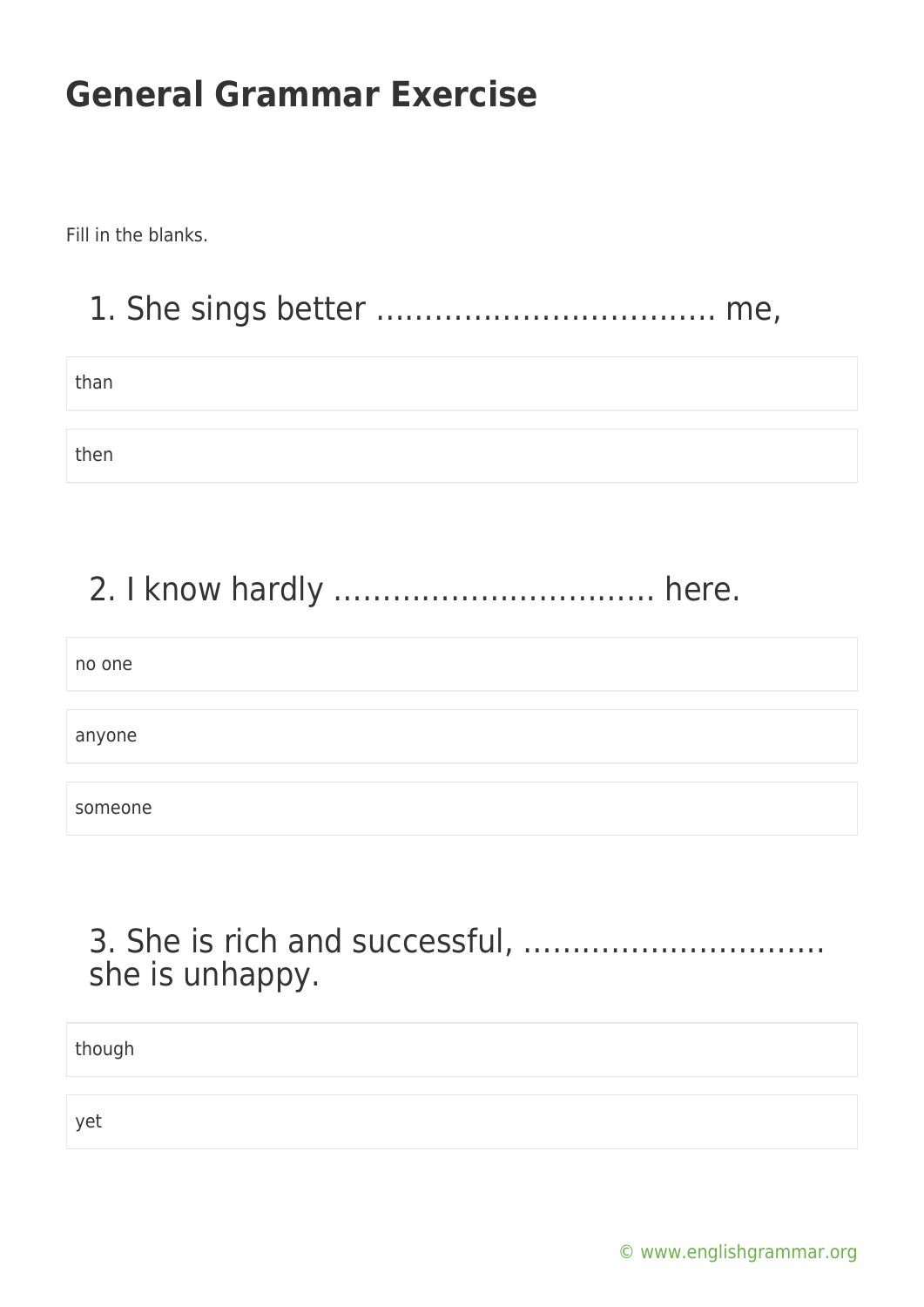# General Grammar Exercise

Fill in the blanks.

## 1. She sings better ……………………………… me,

- than
- then

## 2. I know hardly …………………………… here.

- no one
- anyone
- someone

## 3. She is rich and successful, ………………………… she is unhappy.

- though
- yet

© www.englishgrammar.org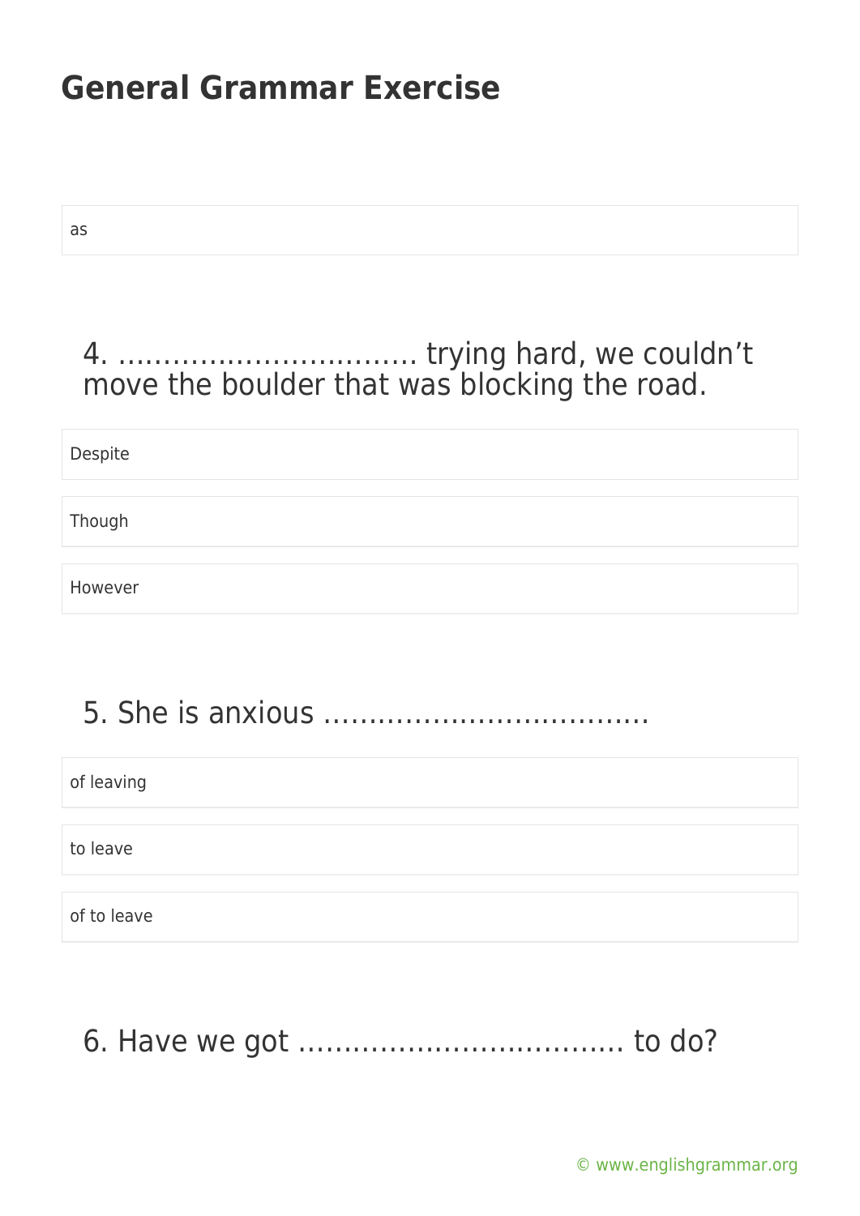as

4. ……………………………. trying hard, we couldn’t move the boulder that was blocking the road.

Despite

Though

However

5. She is anxious ………………………………

of leaving

to leave

of to leave

6. Have we got ……………………………… to do?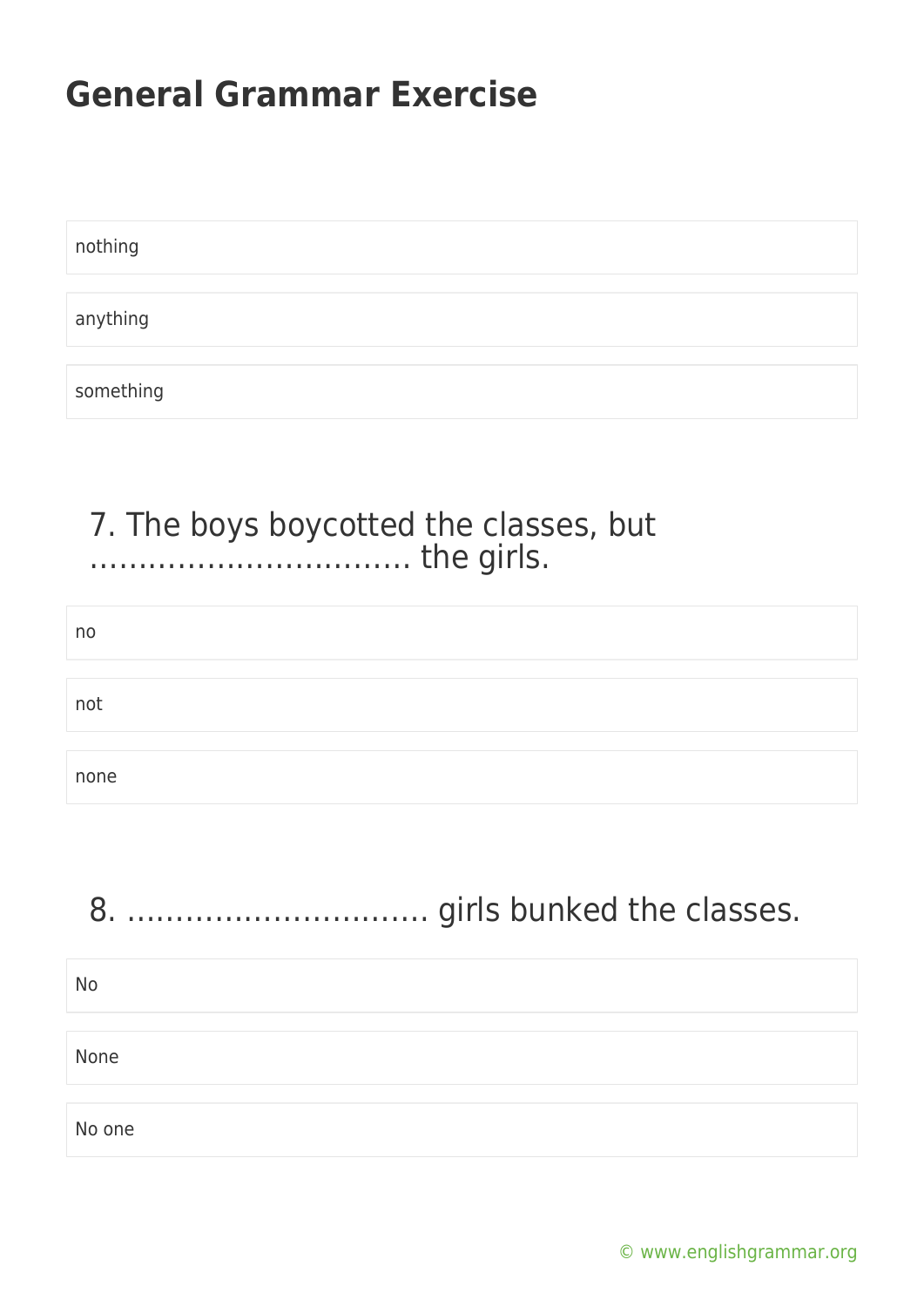# General Grammar Exercise

- nothing
- anything
- something

7. The boys boycotted the classes, but …………………………… the girls.

- no
- not
- none

8. ………………………… girls bunked the classes.

- No
- None
- No one

© www.englishgrammar.org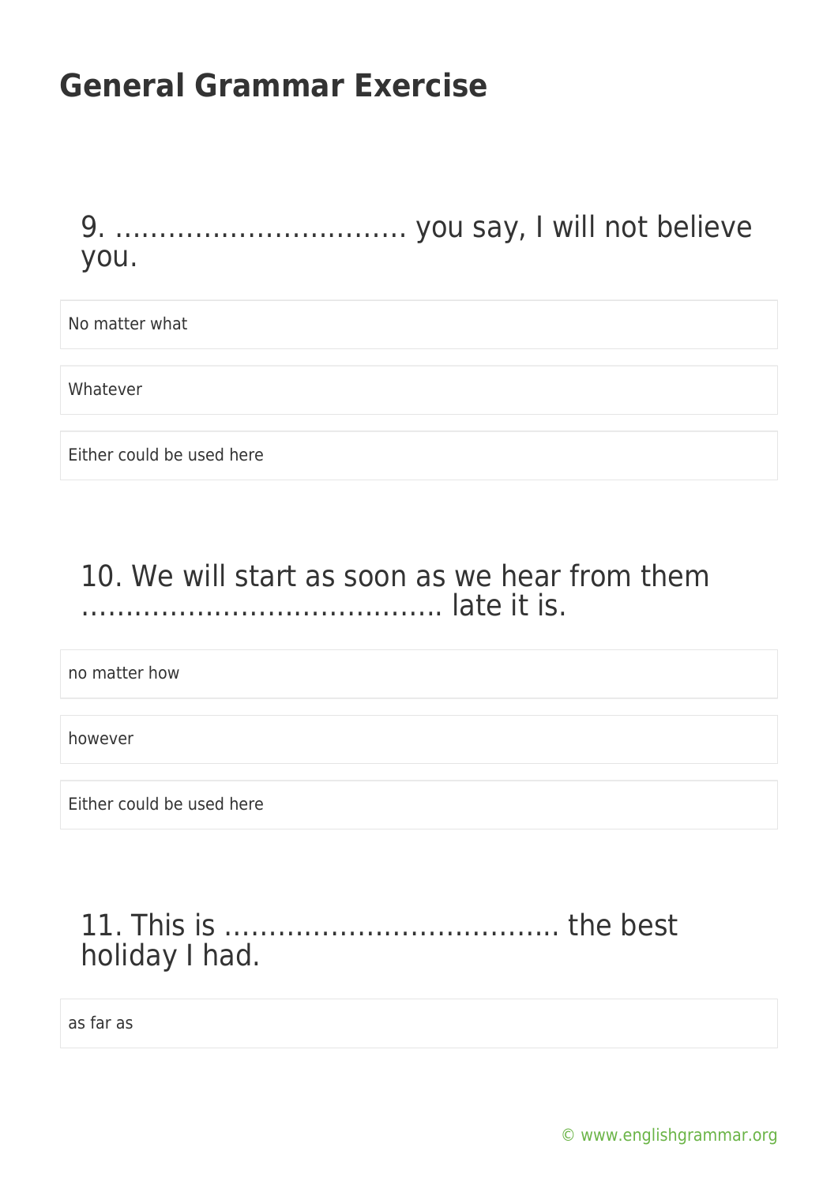# General Grammar Exercise

9. ……………………………. you say, I will not believe you.

No matter what

Whatever

Either could be used here

10. We will start as soon as we hear from them ………………………………….. late it is.

no matter how

however

Either could be used here

11. This is ……………………………….. the best holiday I had.

as far as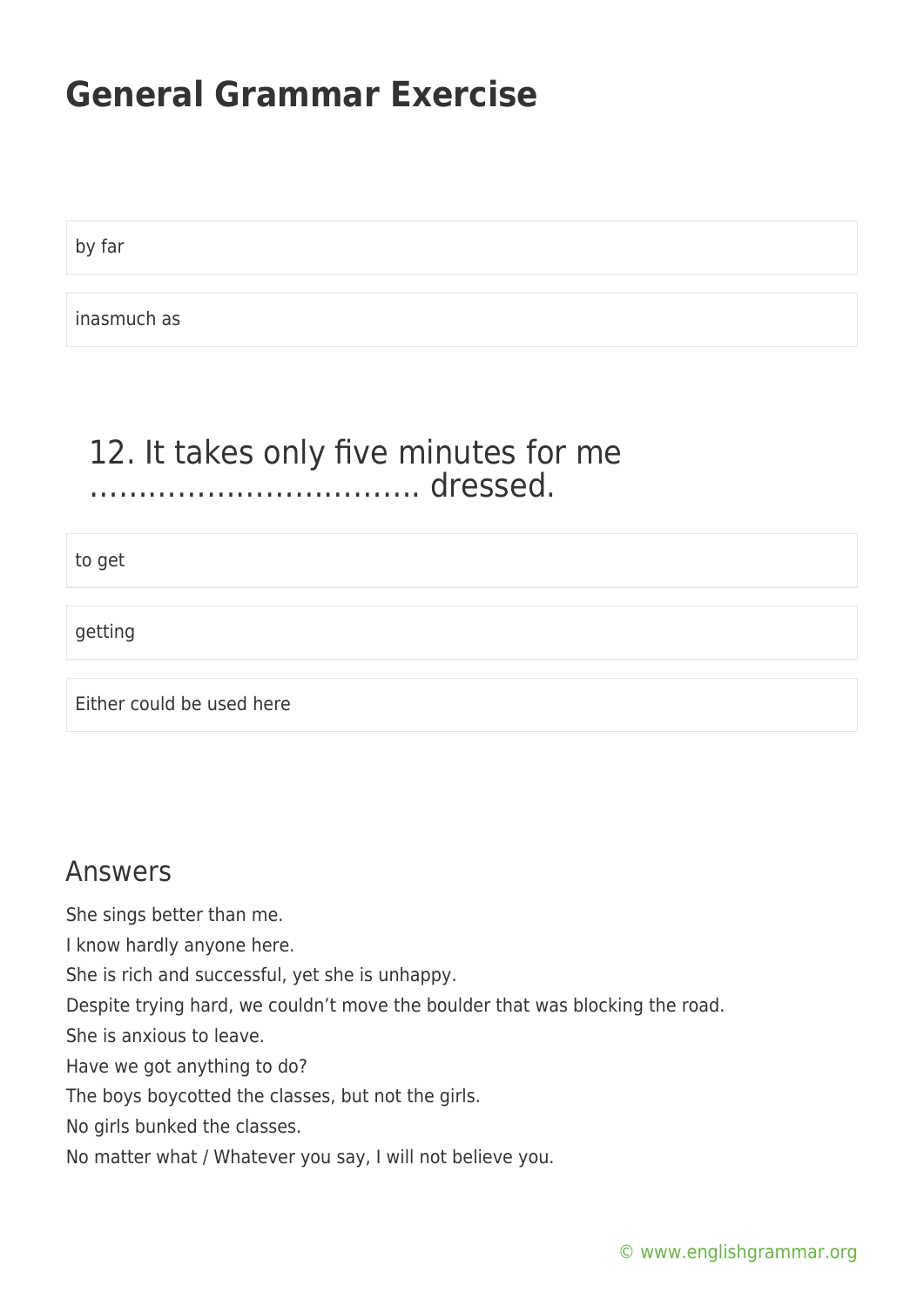by far

inasmuch as

## 12. It takes only five minutes for me ……………………………. dressed.

to get

getting

Either could be used here

## Answers

She sings better than me.
I know hardly anyone here.
She is rich and successful, yet she is unhappy.
Despite trying hard, we couldn't move the boulder that was blocking the road.
She is anxious to leave.
Have we got anything to do?
The boys boycotted the classes, but not the girls.
No girls bunked the classes.
No matter what / Whatever you say, I will not believe you.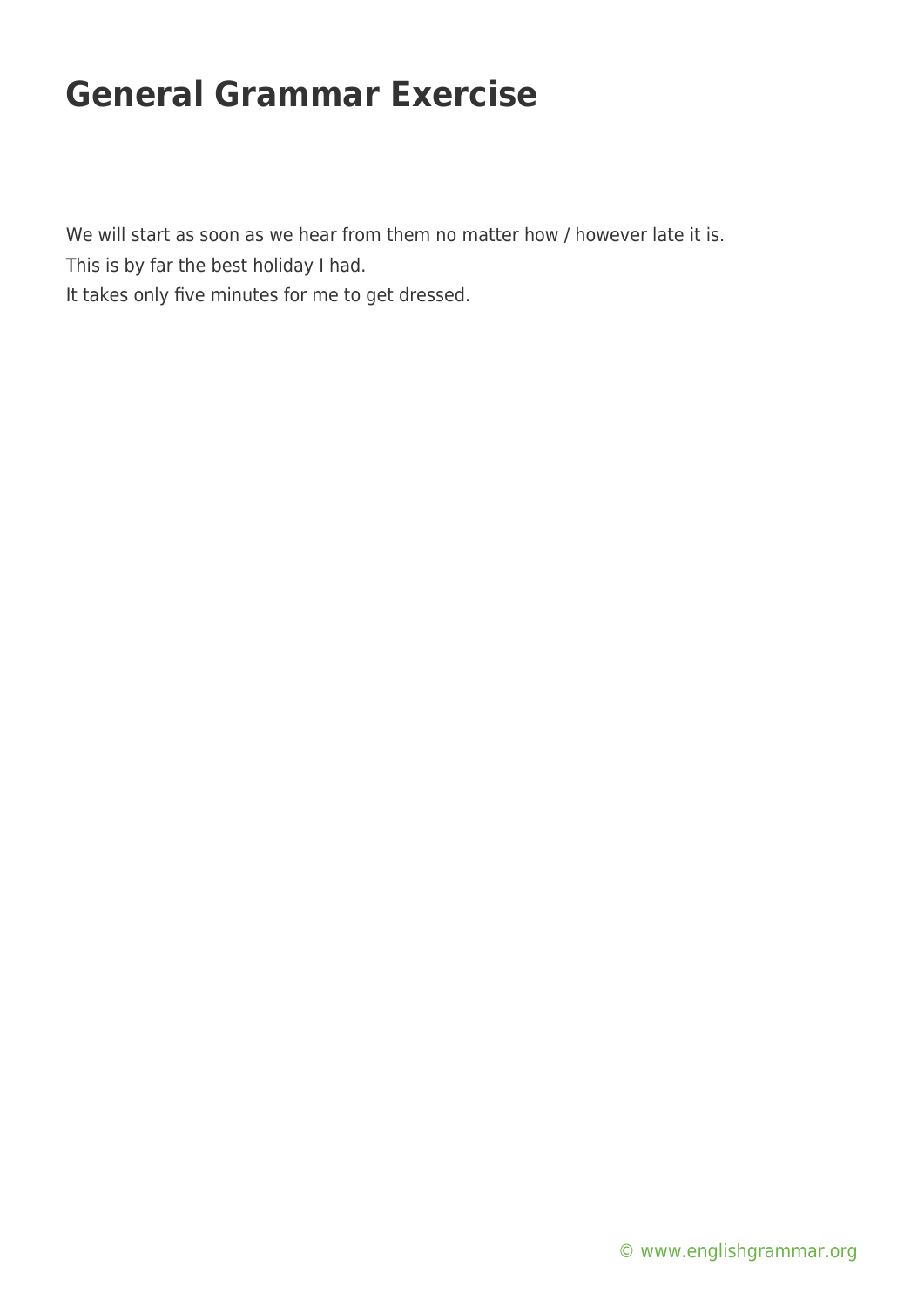# General Grammar Exercise

We will start as soon as we hear from them no matter how / however late it is.
This is by far the best holiday I had.
It takes only five minutes for me to get dressed.